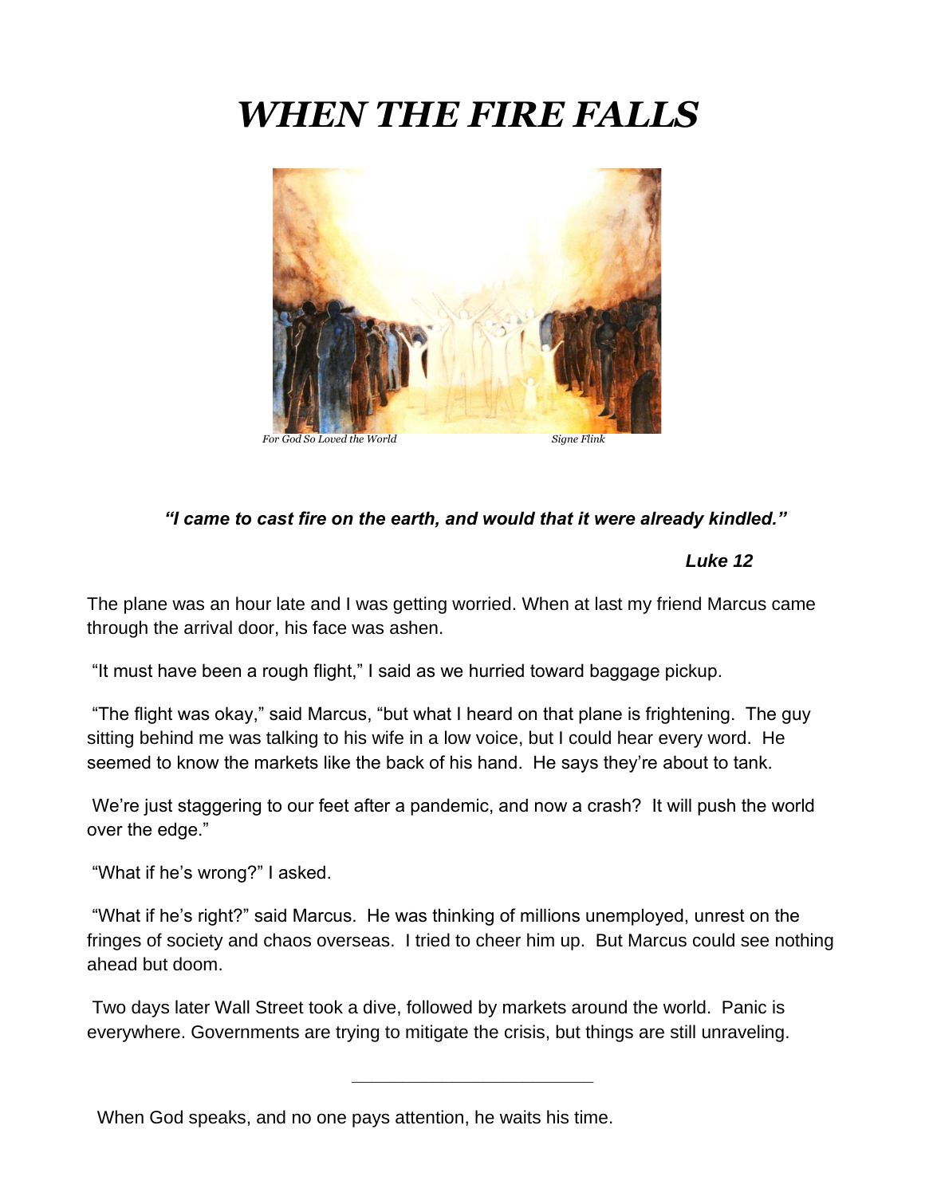# *WHEN THE FIRE FALLS*

*For God So Loved the World* *Signe Flink*

***"I came to cast fire on the earth, and would that it were already kindled."***

***Luke 12***

The plane was an hour late and I was getting worried. When at last my friend Marcus came through the arrival door, his face was ashen.

"It must have been a rough flight," I said as we hurried toward baggage pickup.

"The flight was okay," said Marcus, "but what I heard on that plane is frightening. The guy sitting behind me was talking to his wife in a low voice, but I could hear every word. He seemed to know the markets like the back of his hand. He says they're about to tank.

We're just staggering to our feet after a pandemic, and now a crash? It will push the world over the edge."

"What if he's wrong?" I asked.

"What if he's right?" said Marcus. He was thinking of millions unemployed, unrest on the fringes of society and chaos overseas. I tried to cheer him up. But Marcus could see nothing ahead but doom.

Two days later Wall Street took a dive, followed by markets around the world. Panic is everywhere. Governments are trying to mitigate the crisis, but things are still unraveling.

---

When God speaks, and no one pays attention, he waits his time.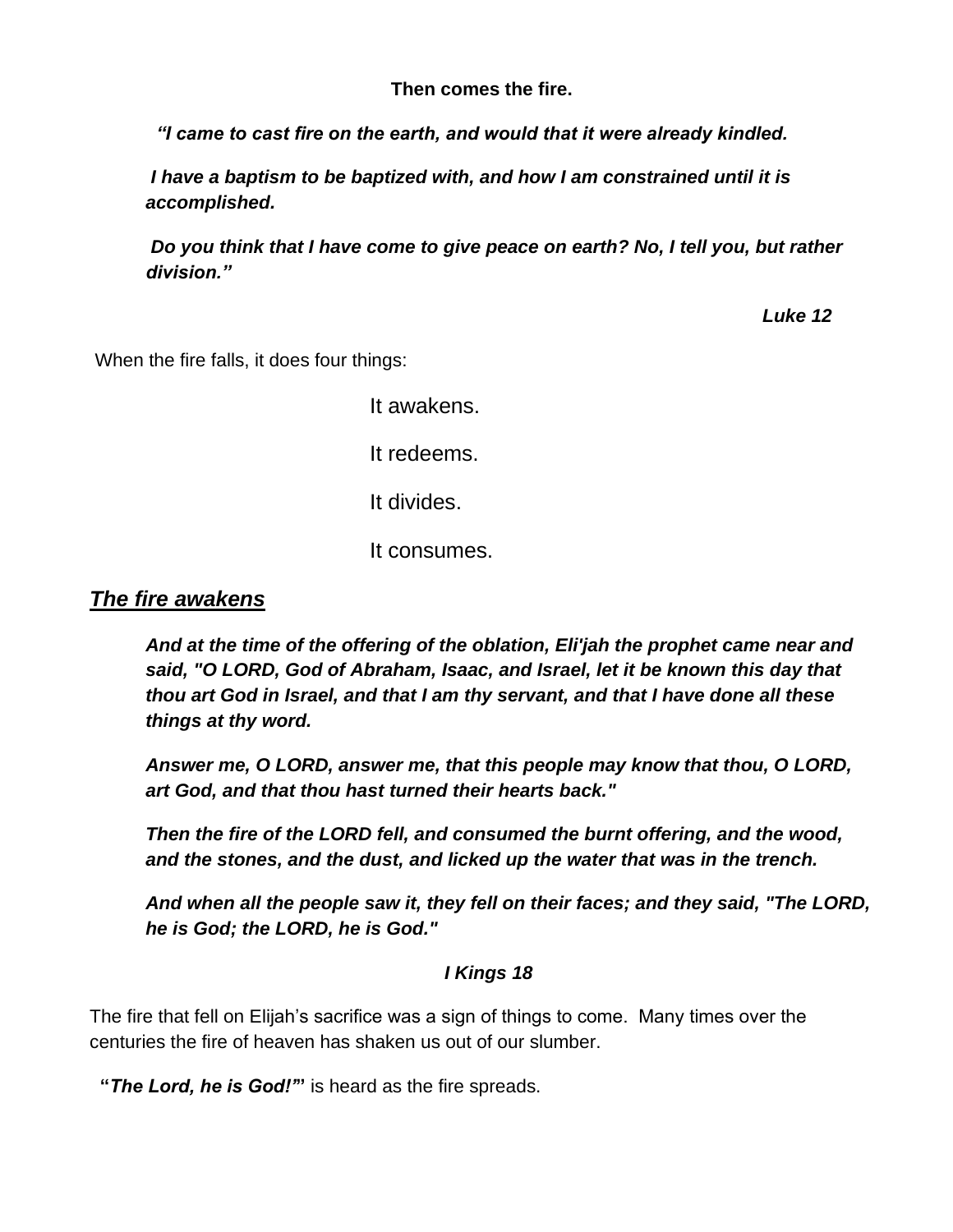**Then comes the fire.**

> ***"I came to cast fire on the earth, and would that it were already kindled.***
>
> ***I have a baptism to be baptized with, and how I am constrained until it is accomplished.***
>
> ***Do you think that I have come to give peace on earth? No, I tell you, but rather division."***
>
> ***Luke 12***

When the fire falls, it does four things:

It awakens.

It redeems.

It divides.

It consumes.

## ***The fire awakens***

> ***And at the time of the offering of the oblation, Eli'jah the prophet came near and said, "O LORD, God of Abraham, Isaac, and Israel, let it be known this day that thou art God in Israel, and that I am thy servant, and that I have done all these things at thy word.***
>
> ***Answer me, O LORD, answer me, that this people may know that thou, O LORD, art God, and that thou hast turned their hearts back."***
>
> ***Then the fire of the LORD fell, and consumed the burnt offering, and the wood, and the stones, and the dust, and licked up the water that was in the trench.***
>
> ***And when all the people saw it, they fell on their faces; and they said, "The LORD, he is God; the LORD, he is God."***
>
> ***I Kings 18***

The fire that fell on Elijah's sacrifice was a sign of things to come. Many times over the centuries the fire of heaven has shaken us out of our slumber.

**"*The Lord, he is God!"*"** is heard as the fire spreads.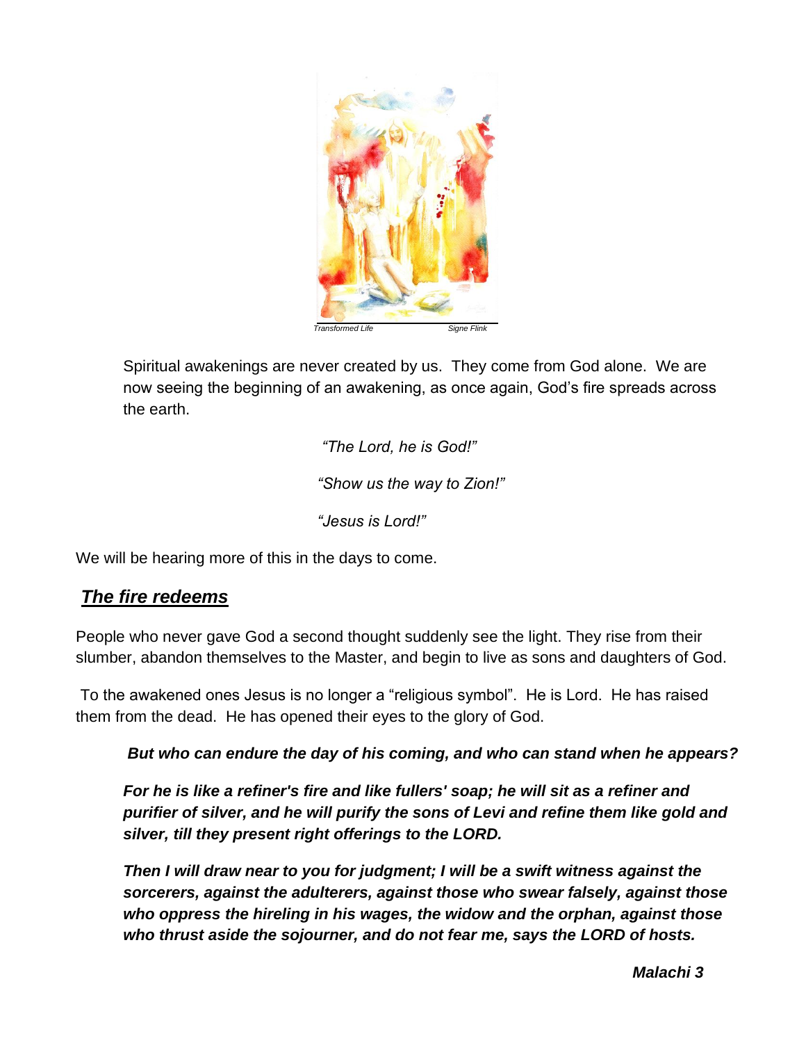*Transformed Life* *Signe Flink*

Spiritual awakenings are never created by us. They come from God alone. We are now seeing the beginning of an awakening, as once again, God's fire spreads across the earth.

*"The Lord, he is God!"*

*"Show us the way to Zion!"*

*"Jesus is Lord!"*

We will be hearing more of this in the days to come.

## ***The fire redeems***

People who never gave God a second thought suddenly see the light. They rise from their slumber, abandon themselves to the Master, and begin to live as sons and daughters of God.

To the awakened ones Jesus is no longer a "religious symbol". He is Lord. He has raised them from the dead. He has opened their eyes to the glory of God.

> ***But who can endure the day of his coming, and who can stand when he appears?***
>
> ***For he is like a refiner's fire and like fullers' soap; he will sit as a refiner and purifier of silver, and he will purify the sons of Levi and refine them like gold and silver, till they present right offerings to the LORD.***
>
> ***Then I will draw near to you for judgment; I will be a swift witness against the sorcerers, against the adulterers, against those who swear falsely, against those who oppress the hireling in his wages, the widow and the orphan, against those who thrust aside the sojourner, and do not fear me, says the LORD of hosts.***
>
> ***Malachi 3***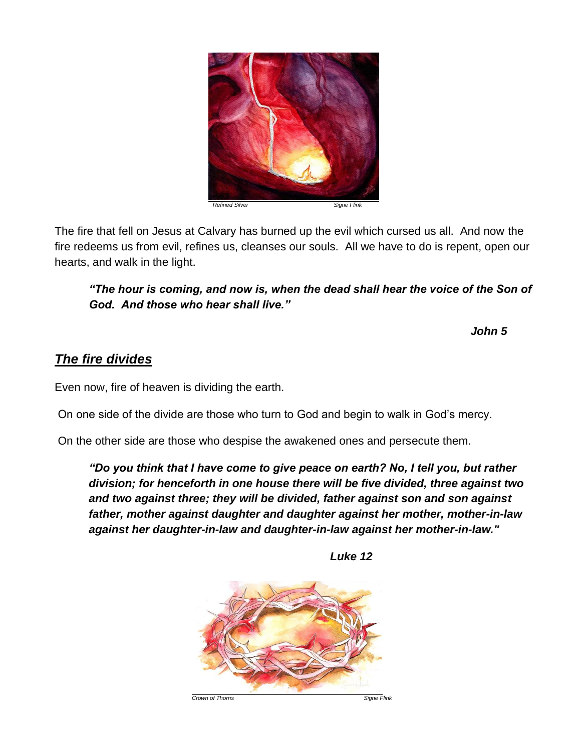Refined Silver Signe Flink

The fire that fell on Jesus at Calvary has burned up the evil which cursed us all. And now the fire redeems us from evil, refines us, cleanses our souls. All we have to do is repent, open our hearts, and walk in the light.

> ***"The hour is coming, and now is, when the dead shall hear the voice of the Son of God. And those who hear shall live."***
>
> ***John 5***

## ***The fire divides***

Even now, fire of heaven is dividing the earth.

On one side of the divide are those who turn to God and begin to walk in God's mercy.

On the other side are those who despise the awakened ones and persecute them.

> ***"Do you think that I have come to give peace on earth? No, I tell you, but rather division; for henceforth in one house there will be five divided, three against two and two against three; they will be divided, father against son and son against father, mother against daughter and daughter against her mother, mother-in-law against her daughter-in-law and daughter-in-law against her mother-in-law."***
>
> ***Luke 12***

Crown of Thorns Signe Flink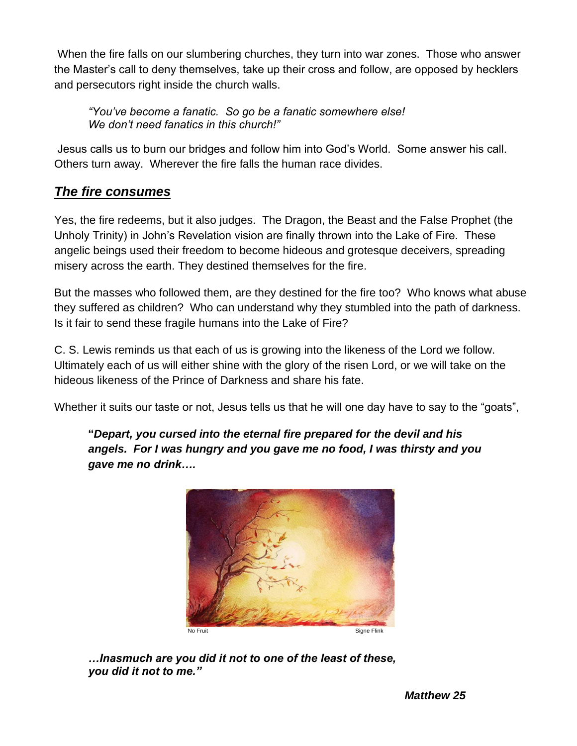When the fire falls on our slumbering churches, they turn into war zones. Those who answer the Master's call to deny themselves, take up their cross and follow, are opposed by hecklers and persecutors right inside the church walls.

> *"You've become a fanatic. So go be a fanatic somewhere else!*
> *We don't need fanatics in this church!"*

Jesus calls us to burn our bridges and follow him into God's World. Some answer his call. Others turn away. Wherever the fire falls the human race divides.

## ***The fire consumes***

Yes, the fire redeems, but it also judges. The Dragon, the Beast and the False Prophet (the Unholy Trinity) in John's Revelation vision are finally thrown into the Lake of Fire. These angelic beings used their freedom to become hideous and grotesque deceivers, spreading misery across the earth. They destined themselves for the fire.

But the masses who followed them, are they destined for the fire too? Who knows what abuse they suffered as children? Who can understand why they stumbled into the path of darkness. Is it fair to send these fragile humans into the Lake of Fire?

C. S. Lewis reminds us that each of us is growing into the likeness of the Lord we follow. Ultimately each of us will either shine with the glory of the risen Lord, or we will take on the hideous likeness of the Prince of Darkness and share his fate.

Whether it suits our taste or not, Jesus tells us that he will one day have to say to the "goats",

> **"*Depart, you cursed into the eternal fire prepared for the devil and his angels. For I was hungry and you gave me no food, I was thirsty and you gave me no drink….***

No Fruit — Signe Flink

> ***…Inasmuch are you did it not to one of the least of these, you did it not to me."***
>
> ***Matthew 25***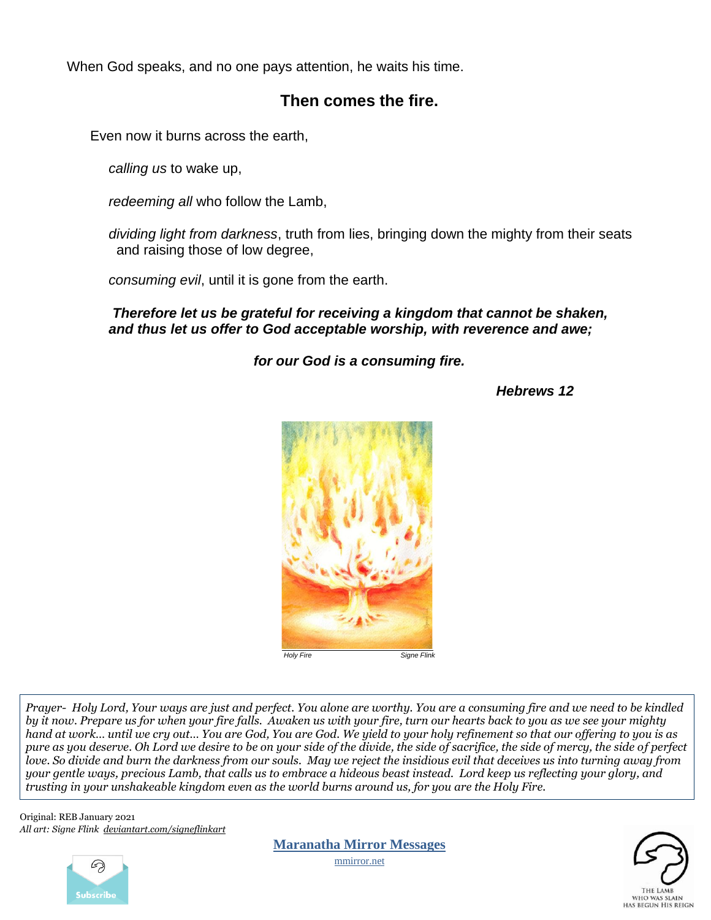When God speaks, and no one pays attention, he waits his time.

## Then comes the fire.

Even now it burns across the earth,

*calling us* to wake up,

*redeeming all* who follow the Lamb,

*dividing light from darkness*, truth from lies, bringing down the mighty from their seats and raising those of low degree,

*consuming evil*, until it is gone from the earth.

***Therefore let us be grateful for receiving a kingdom that cannot be shaken, and thus let us offer to God acceptable worship, with reverence and awe;***

***for our God is a consuming fire.***

***Hebrews 12***

*Holy Fire* *Signe Flink*

*Prayer- Holy Lord, Your ways are just and perfect. You alone are worthy. You are a consuming fire and we need to be kindled by it now. Prepare us for when your fire falls. Awaken us with your fire, turn our hearts back to you as we see your mighty hand at work… until we cry out… You are God, You are God. We yield to your holy refinement so that our offering to you is as pure as you deserve. Oh Lord we desire to be on your side of the divide, the side of sacrifice, the side of mercy, the side of perfect love. So divide and burn the darkness from our souls. May we reject the insidious evil that deceives us into turning away from your gentle ways, precious Lamb, that calls us to embrace a hideous beast instead. Lord keep us reflecting your glory, and trusting in your unshakeable kingdom even as the world burns around us, for you are the Holy Fire.*

Original: REB January 2021
*All art: Signe Flink deviantart.com/signeflinkart*

Subscribe

**Maranatha Mirror Messages**
mmirror.net

THE LAMB WHO WAS SLAIN HAS BEGUN HIS REIGN